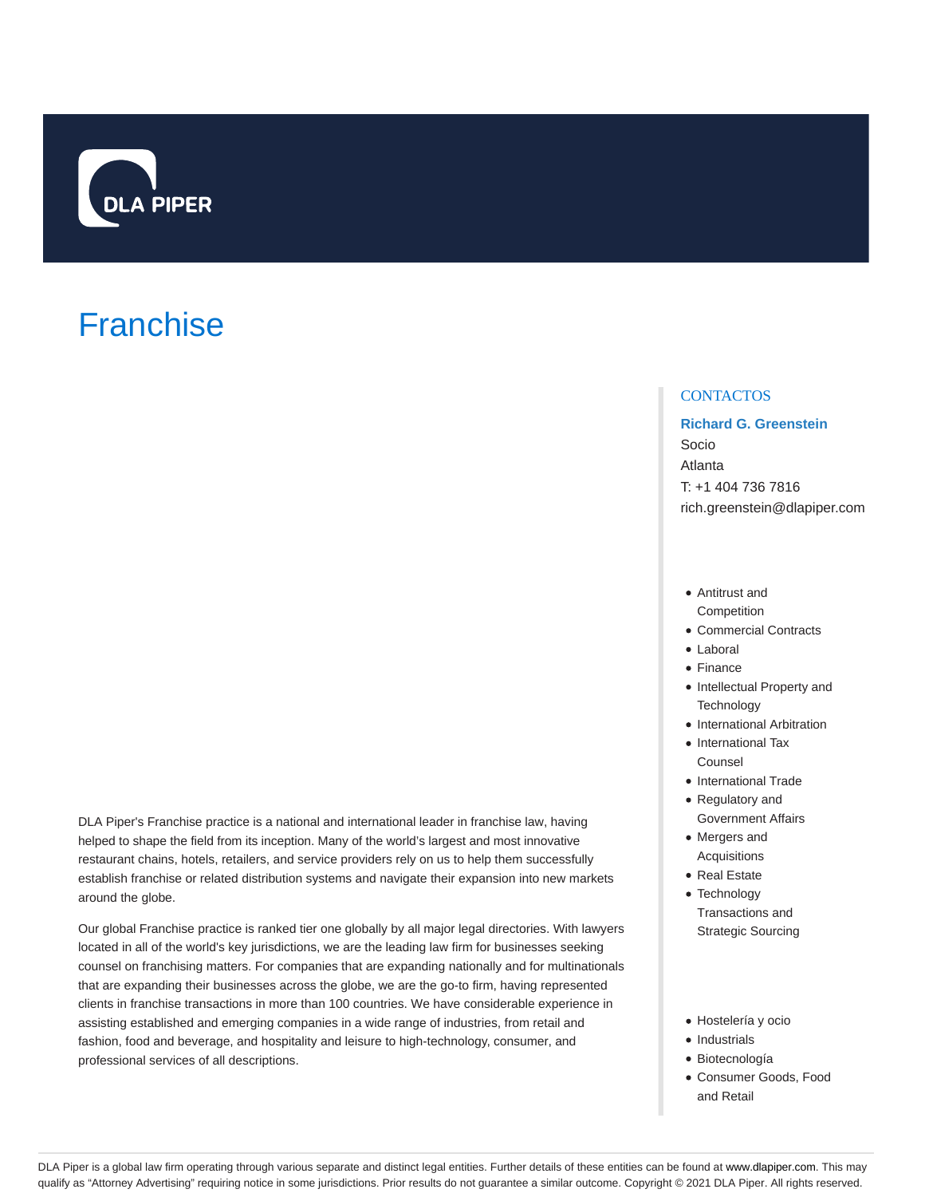# Franchise

DLA Piper's Franchise practice is a national and international leader in franchise law, having helped to shape the field from its inception. Many of the world's largest and most innovative restaurant chains, hotels, retailers, and service providers rely on us to help them successfully establish franchise or related distribution systems and navigate their expansion into new markets around the globe.

Our global Franchise practice is ranked tier one globally by all major legal directories. With lawyers located in all of the world's key jurisdictions, we are the leading law firm for businesses seeking counsel on franchising matters. For companies that are expanding nationally and for multinationals that are expanding their businesses across the globe, we are the go-to firm, having represented clients in franchise transactions in more than 100 countries. We have considerable experience in assisting established and emerging companies in a wide range of industries, from retail and fashion, food and beverage, and hospitality and leisure to high-technology, consumer, and professional services of all descriptions.

## CONTACTOS

**Richard G. Greenstein**
Socio
Atlanta
T: +1 404 736 7816
rich.greenstein@dlapiper.com

- Antitrust and Competition
- Commercial Contracts
- Laboral
- Finance
- Intellectual Property and Technology
- International Arbitration
- International Tax Counsel
- International Trade
- Regulatory and Government Affairs
- Mergers and Acquisitions
- Real Estate
- Technology Transactions and Strategic Sourcing

- Hostelería y ocio
- Industrials
- Biotecnología
- Consumer Goods, Food and Retail

DLA Piper is a global law firm operating through various separate and distinct legal entities. Further details of these entities can be found at www.dlapiper.com. This may qualify as "Attorney Advertising" requiring notice in some jurisdictions. Prior results do not guarantee a similar outcome. Copyright © 2021 DLA Piper. All rights reserved.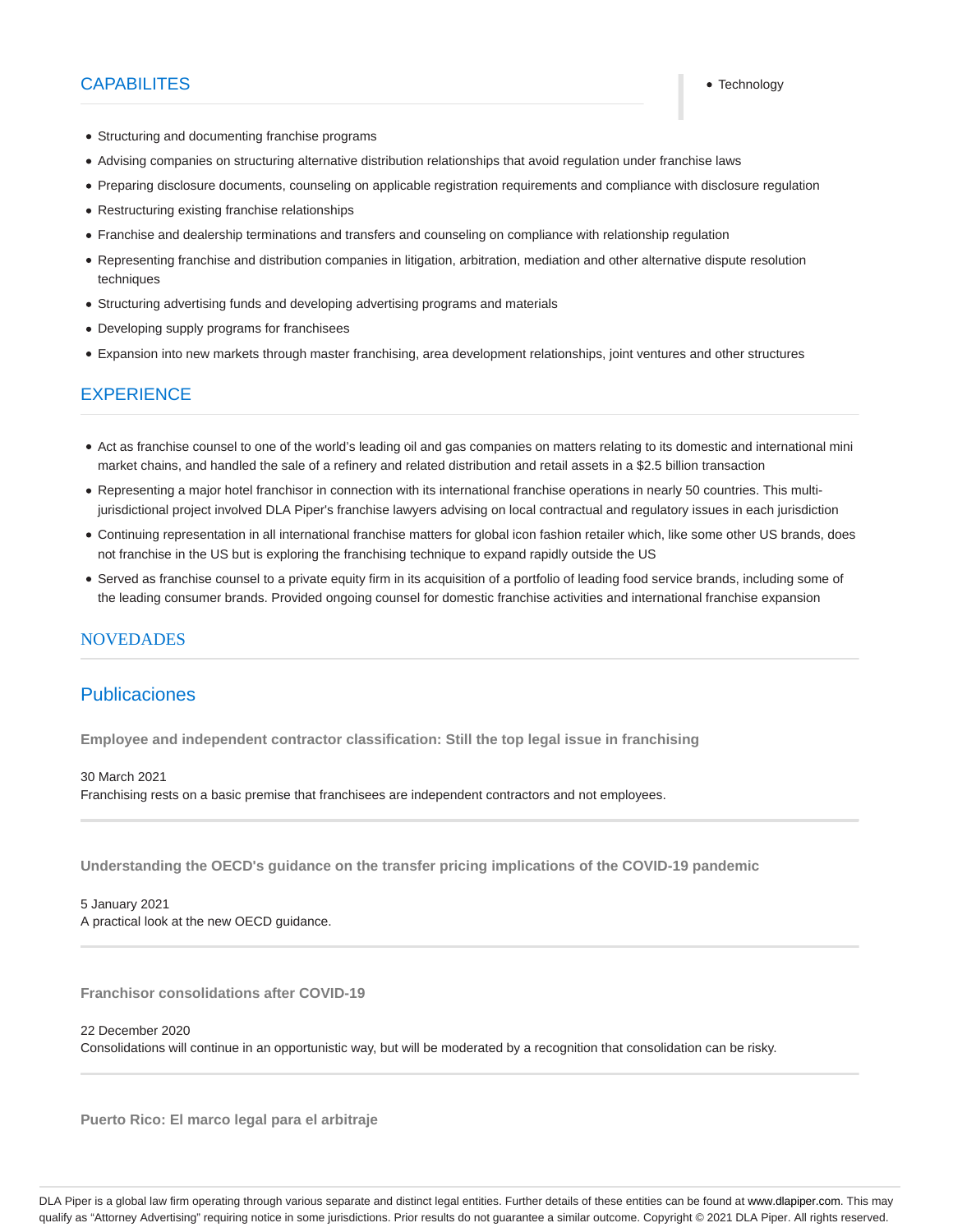## CAPABILITES

- Technology

- Structuring and documenting franchise programs
- Advising companies on structuring alternative distribution relationships that avoid regulation under franchise laws
- Preparing disclosure documents, counseling on applicable registration requirements and compliance with disclosure regulation
- Restructuring existing franchise relationships
- Franchise and dealership terminations and transfers and counseling on compliance with relationship regulation
- Representing franchise and distribution companies in litigation, arbitration, mediation and other alternative dispute resolution techniques
- Structuring advertising funds and developing advertising programs and materials
- Developing supply programs for franchisees
- Expansion into new markets through master franchising, area development relationships, joint ventures and other structures

## EXPERIENCE

- Act as franchise counsel to one of the world's leading oil and gas companies on matters relating to its domestic and international mini market chains, and handled the sale of a refinery and related distribution and retail assets in a $2.5 billion transaction
- Representing a major hotel franchisor in connection with its international franchise operations in nearly 50 countries. This multi-jurisdictional project involved DLA Piper's franchise lawyers advising on local contractual and regulatory issues in each jurisdiction
- Continuing representation in all international franchise matters for global icon fashion retailer which, like some other US brands, does not franchise in the US but is exploring the franchising technique to expand rapidly outside the US
- Served as franchise counsel to a private equity firm in its acquisition of a portfolio of leading food service brands, including some of the leading consumer brands. Provided ongoing counsel for domestic franchise activities and international franchise expansion

## NOVEDADES

## Publicaciones

**Employee and independent contractor classification: Still the top legal issue in franchising**

30 March 2021
Franchising rests on a basic premise that franchisees are independent contractors and not employees.

**Understanding the OECD's guidance on the transfer pricing implications of the COVID-19 pandemic**

5 January 2021
A practical look at the new OECD guidance.

**Franchisor consolidations after COVID-19**

22 December 2020
Consolidations will continue in an opportunistic way, but will be moderated by a recognition that consolidation can be risky.

**Puerto Rico: El marco legal para el arbitraje**

DLA Piper is a global law firm operating through various separate and distinct legal entities. Further details of these entities can be found at www.dlapiper.com. This may qualify as "Attorney Advertising" requiring notice in some jurisdictions. Prior results do not guarantee a similar outcome. Copyright © 2021 DLA Piper. All rights reserved.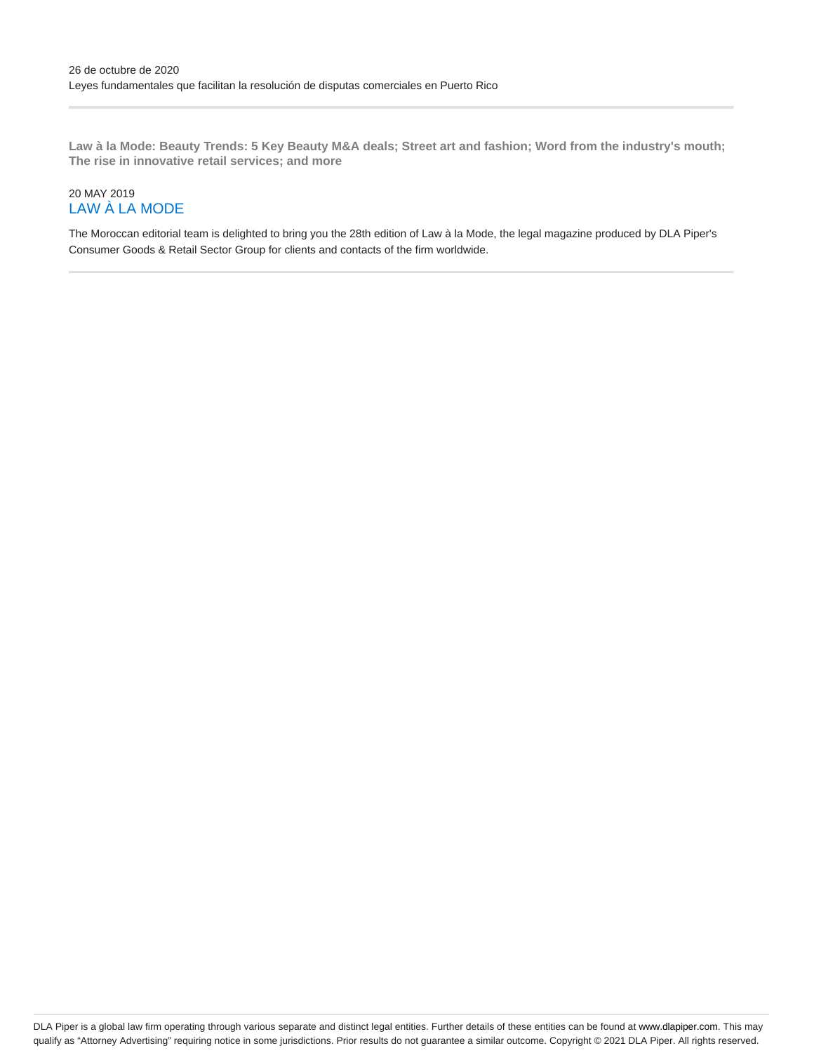26 de octubre de 2020
Leyes fundamentales que facilitan la resolución de disputas comerciales en Puerto Rico

---

**Law à la Mode: Beauty Trends: 5 Key Beauty M&A deals; Street art and fashion; Word from the industry's mouth; The rise in innovative retail services; and more**

20 MAY 2019
LAW À LA MODE

The Moroccan editorial team is delighted to bring you the 28th edition of Law à la Mode, the legal magazine produced by DLA Piper's Consumer Goods & Retail Sector Group for clients and contacts of the firm worldwide.

---